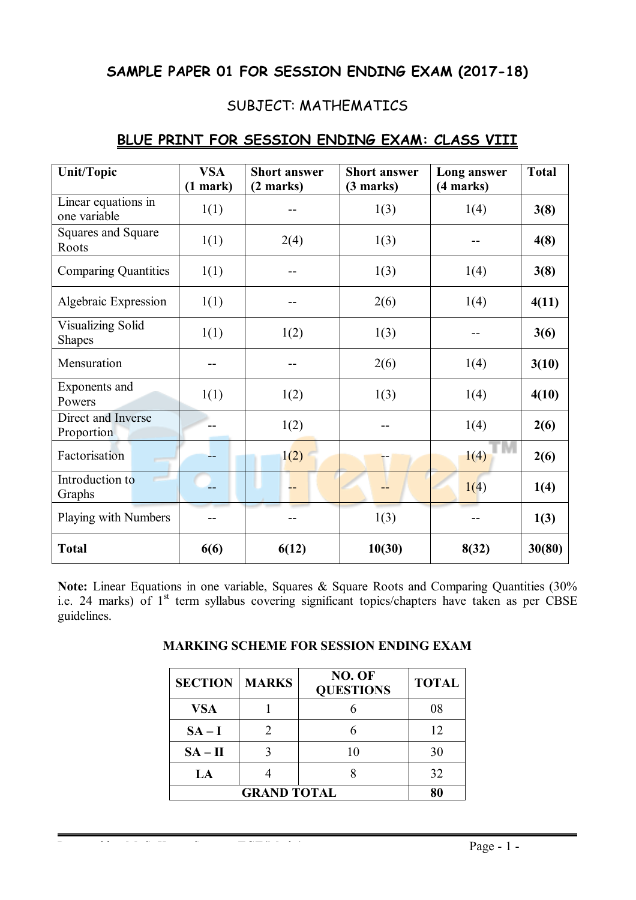## SAMPLE PAPER 01 FOR SESSION ENDING EXAM (2017-18)

### SUBJECT: MATHEMATICS

### BLUE PRINT FOR SESSION ENDING EXAM: CLASS VIII

| Unit/Topic | VSA (1 mark) | Short answer (2 marks) | Short answer (3 marks) | Long answer (4 marks) | Total |
|---|---|---|---|---|---|
| Linear equations in one variable | 1(1) | -- | 1(3) | 1(4) | **3(8)** |
| Squares and Square Roots | 1(1) | 2(4) | 1(3) | -- | **4(8)** |
| Comparing Quantities | 1(1) | -- | 1(3) | 1(4) | **3(8)** |
| Algebraic Expression | 1(1) | -- | 2(6) | 1(4) | **4(11)** |
| Visualizing Solid Shapes | 1(1) | 1(2) | 1(3) | -- | **3(6)** |
| Mensuration | -- | -- | 2(6) | 1(4) | **3(10)** |
| Exponents and Powers | 1(1) | 1(2) | 1(3) | 1(4) | **4(10)** |
| Direct and Inverse Proportion | -- | 1(2) | -- | 1(4) | **2(6)** |
| Factorisation | -- | 1(2) | -- | 1(4) | **2(6)** |
| Introduction to Graphs | -- | -- | -- | 1(4) | **1(4)** |
| Playing with Numbers | -- | -- | 1(3) | -- | **1(3)** |
| **Total** | **6(6)** | **6(12)** | **10(30)** | **8(32)** | **30(80)** |

**Note:** Linear Equations in one variable, Squares & Square Roots and Comparing Quantities (30% i.e. 24 marks) of 1st term syllabus covering significant topics/chapters have taken as per CBSE guidelines.

**MARKING SCHEME FOR SESSION ENDING EXAM**

| SECTION | MARKS | NO. OF QUESTIONS | TOTAL |
|---|---|---|---|
| **VSA** | 1 | 6 | 08 |
| **SA – I** | 2 | 6 | 12 |
| **SA – II** | 3 | 10 | 30 |
| **LA** | 4 | 8 | 32 |
| **GRAND TOTAL** | | | **80** |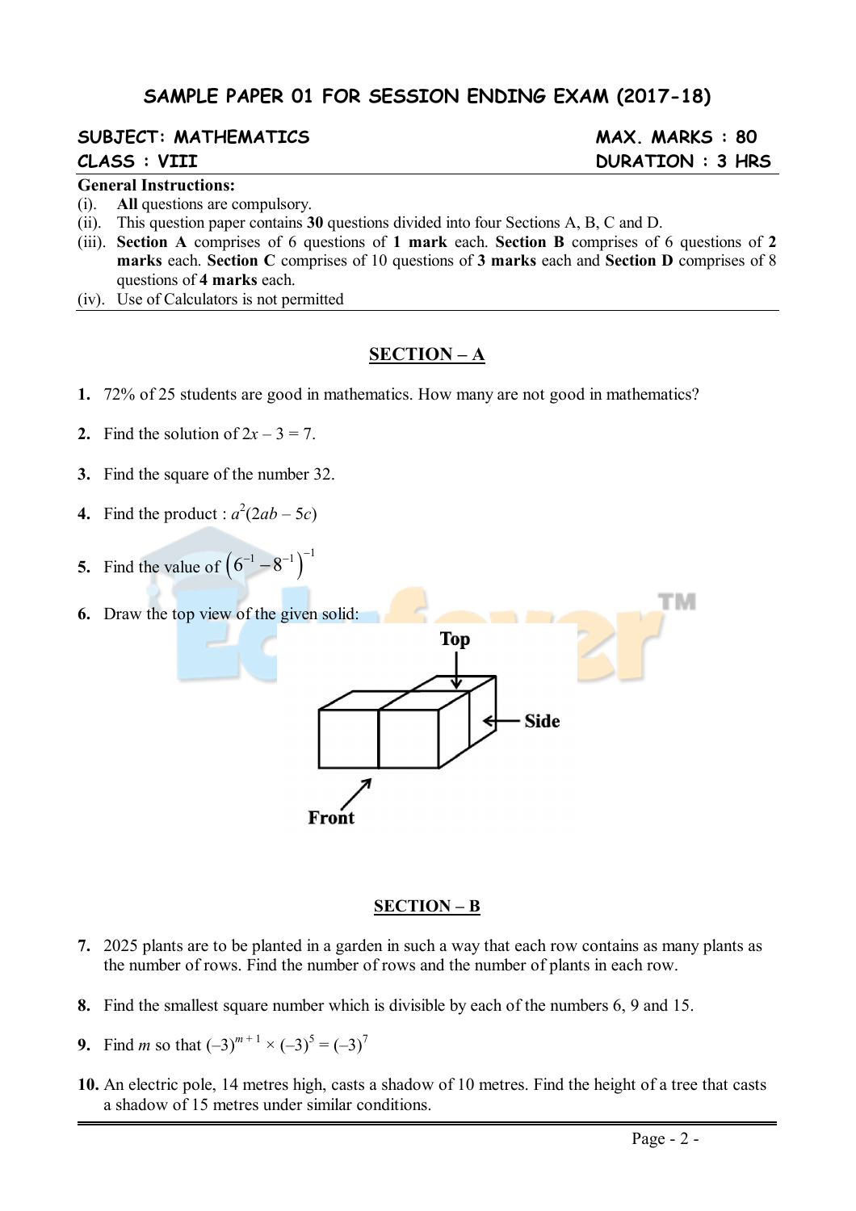## SAMPLE PAPER 01 FOR SESSION ENDING EXAM (2017-18)

**SUBJECT: MATHEMATICS** | **MAX. MARKS : 80**

**CLASS : VIII** | **DURATION : 3 HRS**

**General Instructions:**

(i). **All** questions are compulsory.

(ii). This question paper contains **30** questions divided into four Sections A, B, C and D.

(iii). **Section A** comprises of 6 questions of **1 mark** each. **Section B** comprises of 6 questions of **2 marks** each. **Section C** comprises of 10 questions of **3 marks** each and **Section D** comprises of 8 questions of **4 marks** each.

(iv). Use of Calculators is not permitted

## SECTION – A

**1.** 72% of 25 students are good in mathematics. How many are not good in mathematics?

**2.** Find the solution of $2x - 3 = 7$.

**3.** Find the square of the number 32.

**4.** Find the product : $a^2(2ab - 5c)$

**5.** Find the value of $\left(6^{-1} - 8^{-1}\right)^{-1}$

**6.** Draw the top view of the given solid:

Top

Side

Front

## SECTION – B

**7.** 2025 plants are to be planted in a garden in such a way that each row contains as many plants as the number of rows. Find the number of rows and the number of plants in each row.

**8.** Find the smallest square number which is divisible by each of the numbers 6, 9 and 15.

**9.** Find $m$ so that $(-3)^{m+1} \times (-3)^5 = (-3)^7$

**10.** An electric pole, 14 metres high, casts a shadow of 10 metres. Find the height of a tree that casts a shadow of 15 metres under similar conditions.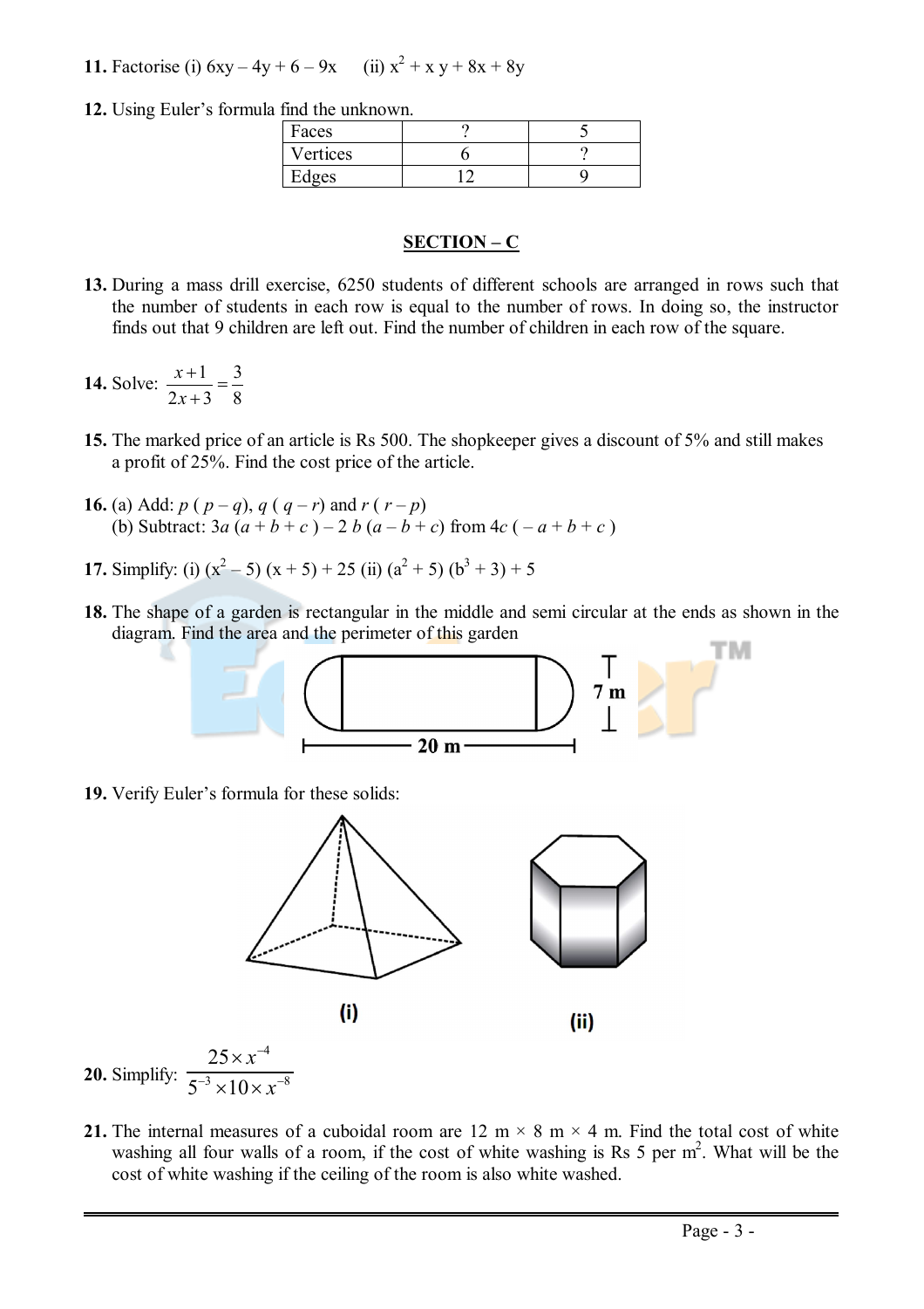**11.** Factorise (i) $6xy - 4y + 6 - 9x$ (ii) $x^2 + xy + 8x + 8y$

**12.** Using Euler's formula find the unknown.

| Faces | ? | 5 |
|---|---|---|
| Vertices | 6 | ? |
| Edges | 12 | 9 |

## SECTION – C

**13.** During a mass drill exercise, 6250 students of different schools are arranged in rows such that the number of students in each row is equal to the number of rows. In doing so, the instructor finds out that 9 children are left out. Find the number of children in each row of the square.

**14.** Solve: $\dfrac{x+1}{2x+3} = \dfrac{3}{8}$

**15.** The marked price of an article is Rs 500. The shopkeeper gives a discount of 5% and still makes a profit of 25%. Find the cost price of the article.

**16.** (a) Add: $p(p - q)$, $q(q - r)$ and $r(r - p)$
(b) Subtract: $3a(a + b + c) - 2b(a - b + c)$ from $4c(-a + b + c)$

**17.** Simplify: (i) $(x^2 - 5)(x + 5) + 25$ (ii) $(a^2 + 5)(b^3 + 3) + 5$

**18.** The shape of a garden is rectangular in the middle and semi circular at the ends as shown in the diagram. Find the area and the perimeter of this garden

7 m

20 m

**19.** Verify Euler's formula for these solids:

(i) (ii)

**20.** Simplify: $\dfrac{25 \times x^{-4}}{5^{-3} \times 10 \times x^{-8}}$

**21.** The internal measures of a cuboidal room are 12 m × 8 m × 4 m. Find the total cost of white washing all four walls of a room, if the cost of white washing is Rs 5 per $m^2$. What will be the cost of white washing if the ceiling of the room is also white washed.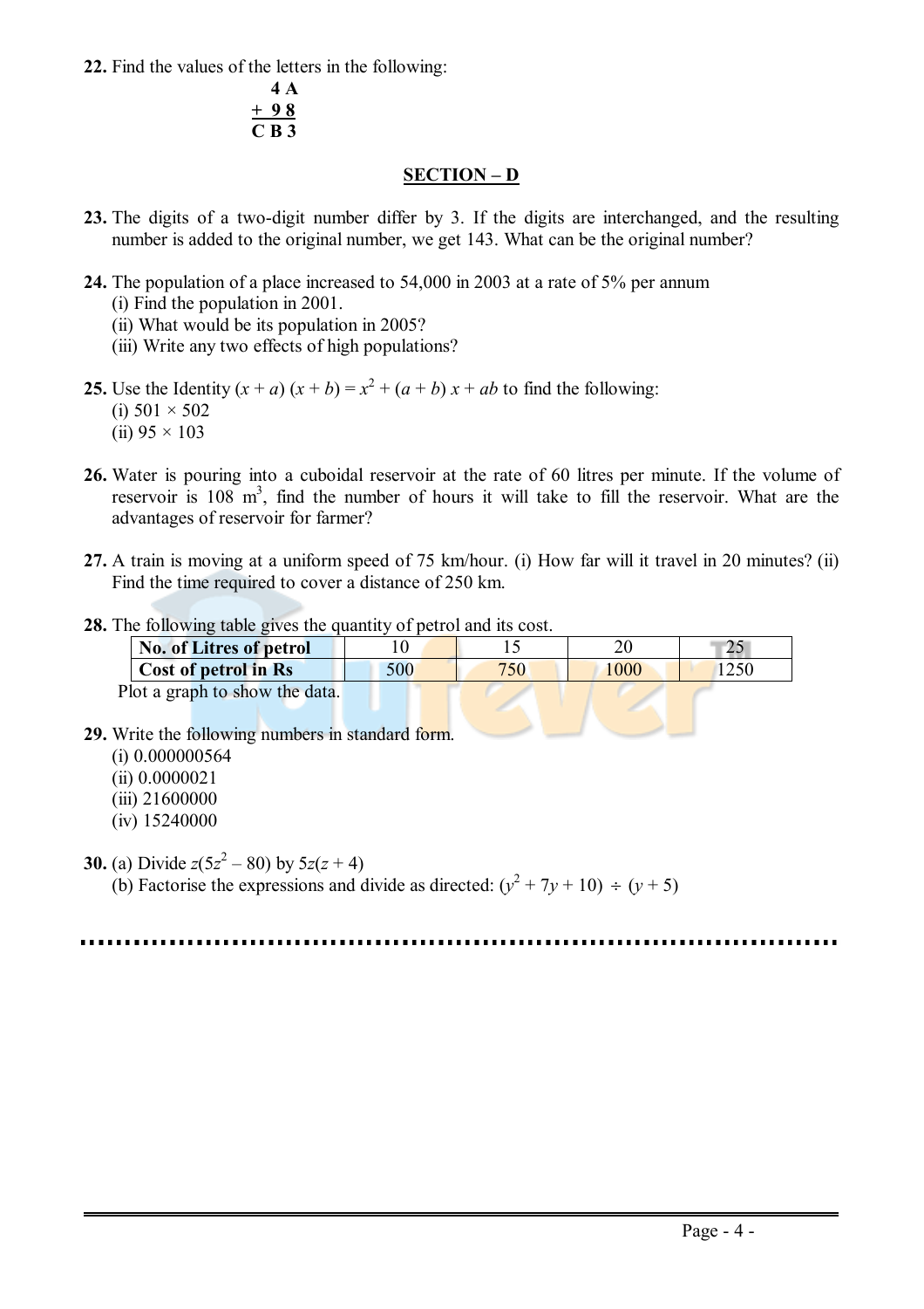**22.** Find the values of the letters in the following:

$$\begin{array}{r} 4\,A \\ +\;9\,8 \\ \hline C\,B\,3 \end{array}$$

## SECTION – D

**23.** The digits of a two-digit number differ by 3. If the digits are interchanged, and the resulting number is added to the original number, we get 143. What can be the original number?

**24.** The population of a place increased to 54,000 in 2003 at a rate of 5% per annum

(i) Find the population in 2001.

(ii) What would be its population in 2005?

(iii) Write any two effects of high populations?

**25.** Use the Identity $(x + a)(x + b) = x^2 + (a + b)x + ab$ to find the following:

(i) $501 \times 502$

(ii) $95 \times 103$

**26.** Water is pouring into a cuboidal reservoir at the rate of 60 litres per minute. If the volume of reservoir is 108 $m^3$, find the number of hours it will take to fill the reservoir. What are the advantages of reservoir for farmer?

**27.** A train is moving at a uniform speed of 75 km/hour. (i) How far will it travel in 20 minutes? (ii) Find the time required to cover a distance of 250 km.

**28.** The following table gives the quantity of petrol and its cost.

| | | | | |
|---|---|---|---|---|
| **No. of Litres of petrol** | 10 | 15 | 20 | 25 |
| **Cost of petrol in Rs** | 500 | 750 | 1000 | 1250 |

Plot a graph to show the data.

**29.** Write the following numbers in standard form.

(i) 0.000000564

(ii) 0.0000021

(iii) 21600000

(iv) 15240000

**30.** (a) Divide $z(5z^2 - 80)$ by $5z(z + 4)$

(b) Factorise the expressions and divide as directed: $(y^2 + 7y + 10) \div (y + 5)$